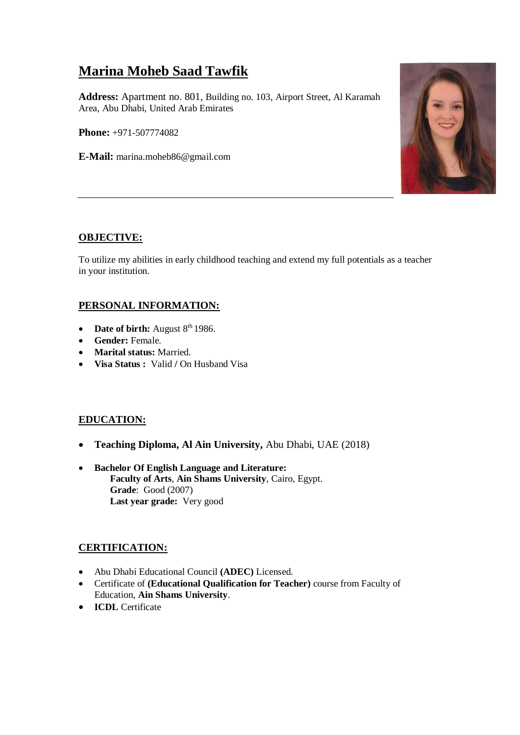# Marina Moheb Saad Tawfik

**Address:** Apartment no. 801, Building no. 103, Airport Street, Al Karamah Area, Abu Dhabi, United Arab Emirates

**Phone:** +971-507774082

**E-Mail:** marina.moheb86@gmail.com

---

## OBJECTIVE:

To utilize my abilities in early childhood teaching and extend my full potentials as a teacher in your institution.

## PERSONAL INFORMATION:

- **Date of birth:** August 8th 1986.
- **Gender:** Female.
- **Marital status:** Married.
- **Visa Status :** Valid / On Husband Visa

## EDUCATION:

- **Teaching Diploma, Al Ain University,** Abu Dhabi, UAE (2018)
- **Bachelor Of English Language and Literature:**
  **Faculty of Arts**, **Ain Shams University**, Cairo, Egypt.
  **Grade**: Good (2007)
  **Last year grade:** Very good

## CERTIFICATION:

- Abu Dhabi Educational Council **(ADEC)** Licensed.
- Certificate of **(Educational Qualification for Teacher)** course from Faculty of Education, **Ain Shams University**.
- **ICDL** Certificate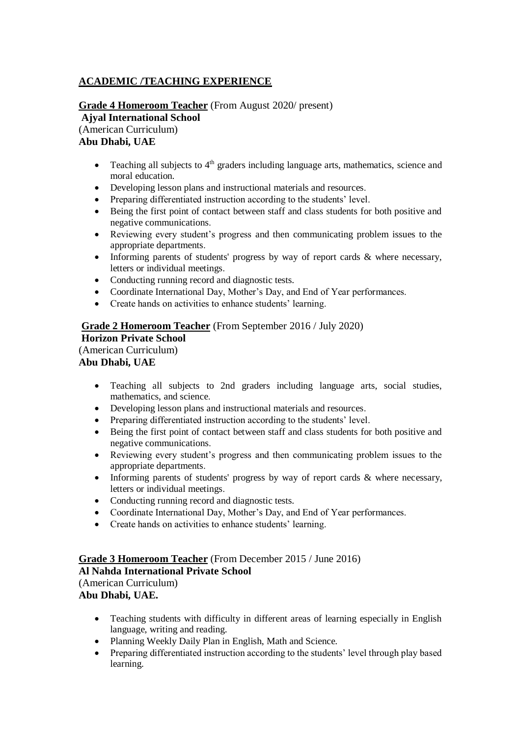## ACADEMIC /TEACHING EXPERIENCE

**Grade 4 Homeroom Teacher** (From August 2020/ present)
**Ajyal International School**
(American Curriculum)
**Abu Dhabi, UAE**

- Teaching all subjects to 4th graders including language arts, mathematics, science and moral education.
- Developing lesson plans and instructional materials and resources.
- Preparing differentiated instruction according to the students' level.
- Being the first point of contact between staff and class students for both positive and negative communications.
- Reviewing every student's progress and then communicating problem issues to the appropriate departments.
- Informing parents of students' progress by way of report cards & where necessary, letters or individual meetings.
- Conducting running record and diagnostic tests.
- Coordinate International Day, Mother's Day, and End of Year performances.
- Create hands on activities to enhance students' learning.

**Grade 2 Homeroom Teacher** (From September 2016 / July 2020)
**Horizon Private School**
(American Curriculum)
**Abu Dhabi, UAE**

- Teaching all subjects to 2nd graders including language arts, social studies, mathematics, and science.
- Developing lesson plans and instructional materials and resources.
- Preparing differentiated instruction according to the students' level.
- Being the first point of contact between staff and class students for both positive and negative communications.
- Reviewing every student's progress and then communicating problem issues to the appropriate departments.
- Informing parents of students' progress by way of report cards & where necessary, letters or individual meetings.
- Conducting running record and diagnostic tests.
- Coordinate International Day, Mother's Day, and End of Year performances.
- Create hands on activities to enhance students' learning.

**Grade 3 Homeroom Teacher** (From December 2015 / June 2016)
**Al Nahda International Private School**
(American Curriculum)
**Abu Dhabi, UAE.**

- Teaching students with difficulty in different areas of learning especially in English language, writing and reading.
- Planning Weekly Daily Plan in English, Math and Science.
- Preparing differentiated instruction according to the students' level through play based learning.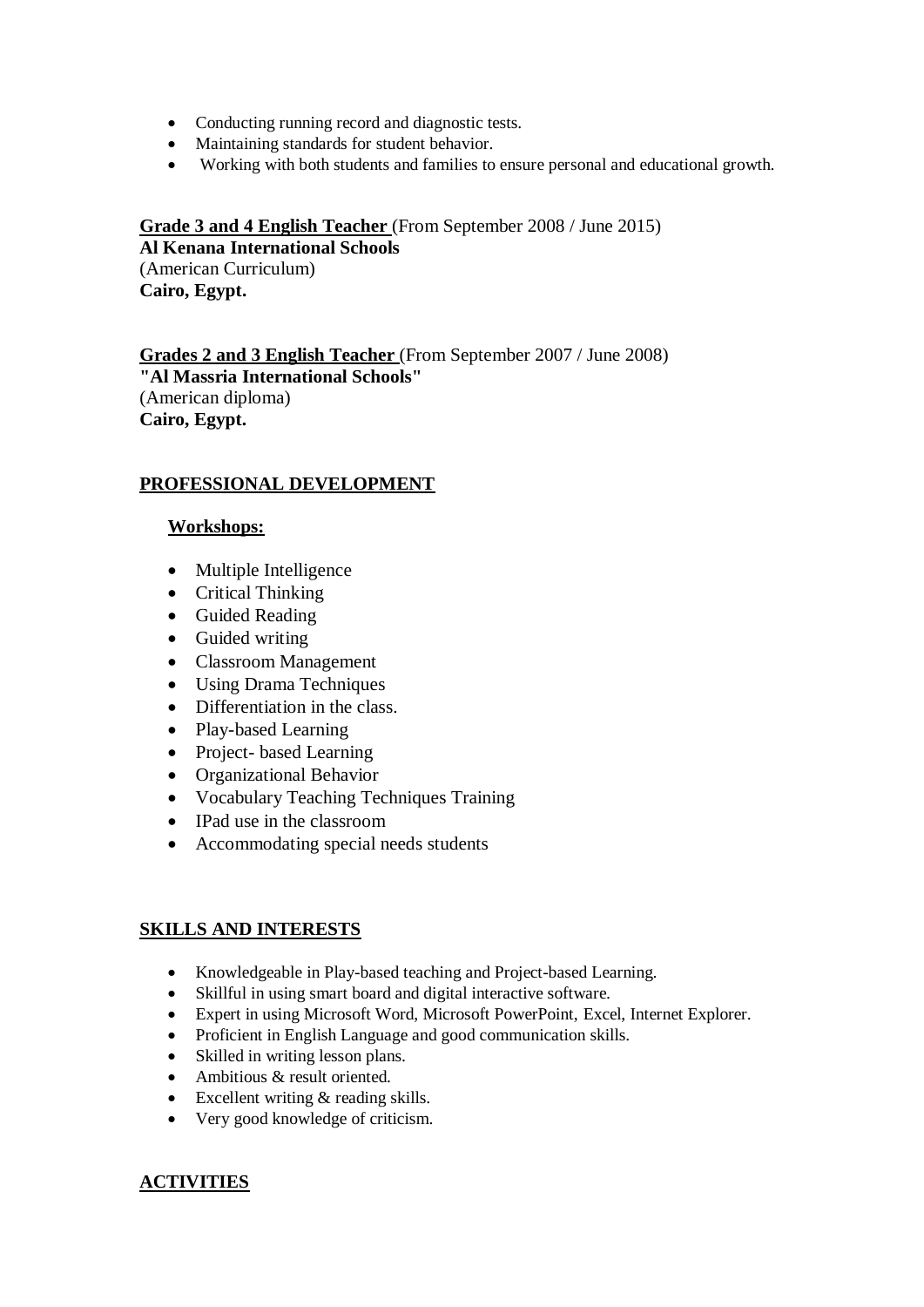- Conducting running record and diagnostic tests.
- Maintaining standards for student behavior.
- Working with both students and families to ensure personal and educational growth.

**Grade 3 and 4 English Teacher** (From September 2008 / June 2015)
**Al Kenana International Schools**
(American Curriculum)
**Cairo, Egypt.**

**Grades 2 and 3 English Teacher** (From September 2007 / June 2008)
**"Al Massria International Schools"**
(American diploma)
**Cairo, Egypt.**

## PROFESSIONAL DEVELOPMENT

### Workshops:

- Multiple Intelligence
- Critical Thinking
- Guided Reading
- Guided writing
- Classroom Management
- Using Drama Techniques
- Differentiation in the class.
- Play-based Learning
- Project- based Learning
- Organizational Behavior
- Vocabulary Teaching Techniques Training
- IPad use in the classroom
- Accommodating special needs students

## SKILLS AND INTERESTS

- Knowledgeable in Play-based teaching and Project-based Learning.
- Skillful in using smart board and digital interactive software.
- Expert in using Microsoft Word, Microsoft PowerPoint, Excel, Internet Explorer.
- Proficient in English Language and good communication skills.
- Skilled in writing lesson plans.
- Ambitious & result oriented.
- Excellent writing & reading skills.
- Very good knowledge of criticism.

## ACTIVITIES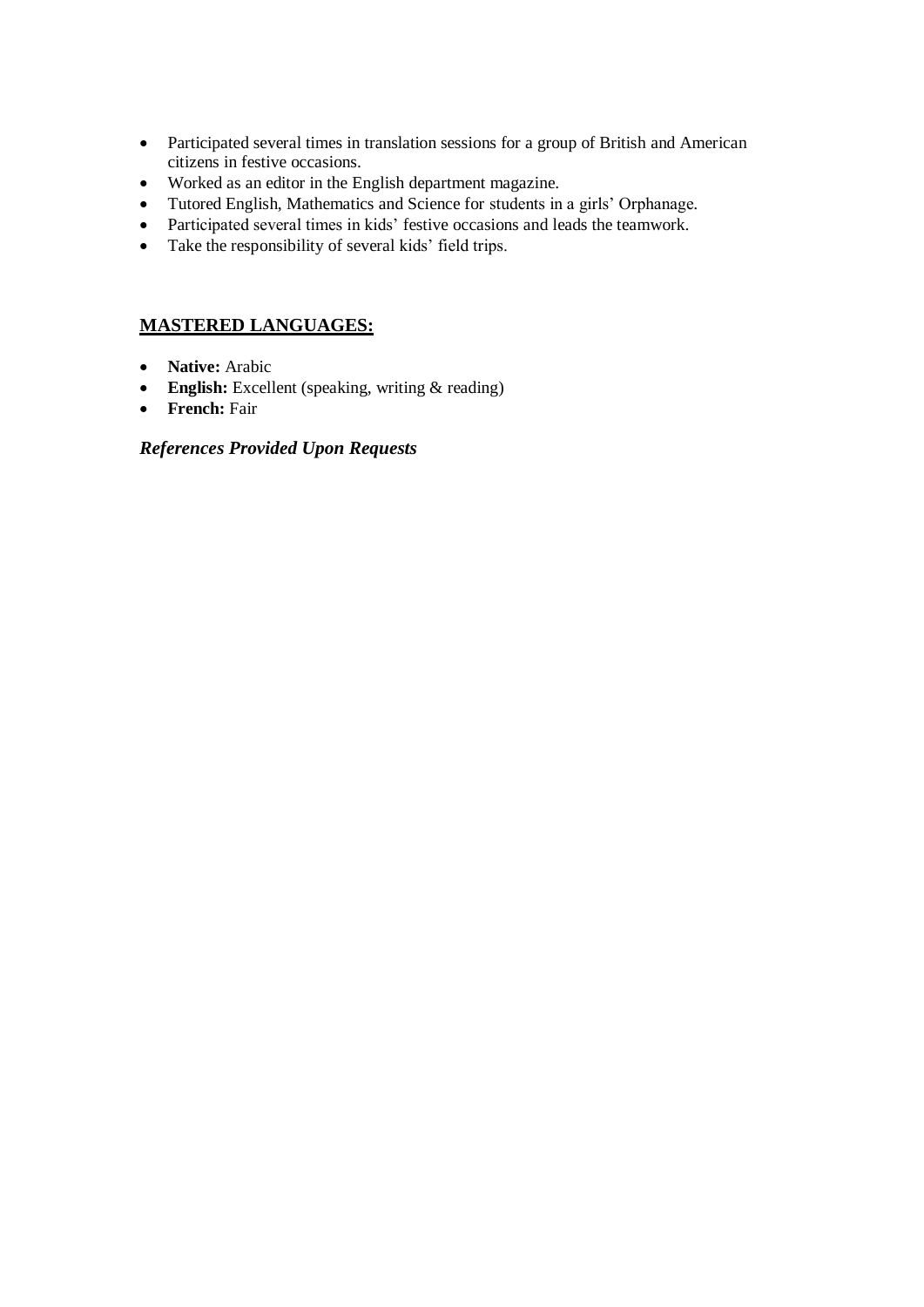- Participated several times in translation sessions for a group of British and American citizens in festive occasions.
- Worked as an editor in the English department magazine.
- Tutored English, Mathematics and Science for students in a girls' Orphanage.
- Participated several times in kids' festive occasions and leads the teamwork.
- Take the responsibility of several kids' field trips.

## MASTERED LANGUAGES:

- **Native:** Arabic
- **English:** Excellent (speaking, writing & reading)
- **French:** Fair

***References Provided Upon Requests***